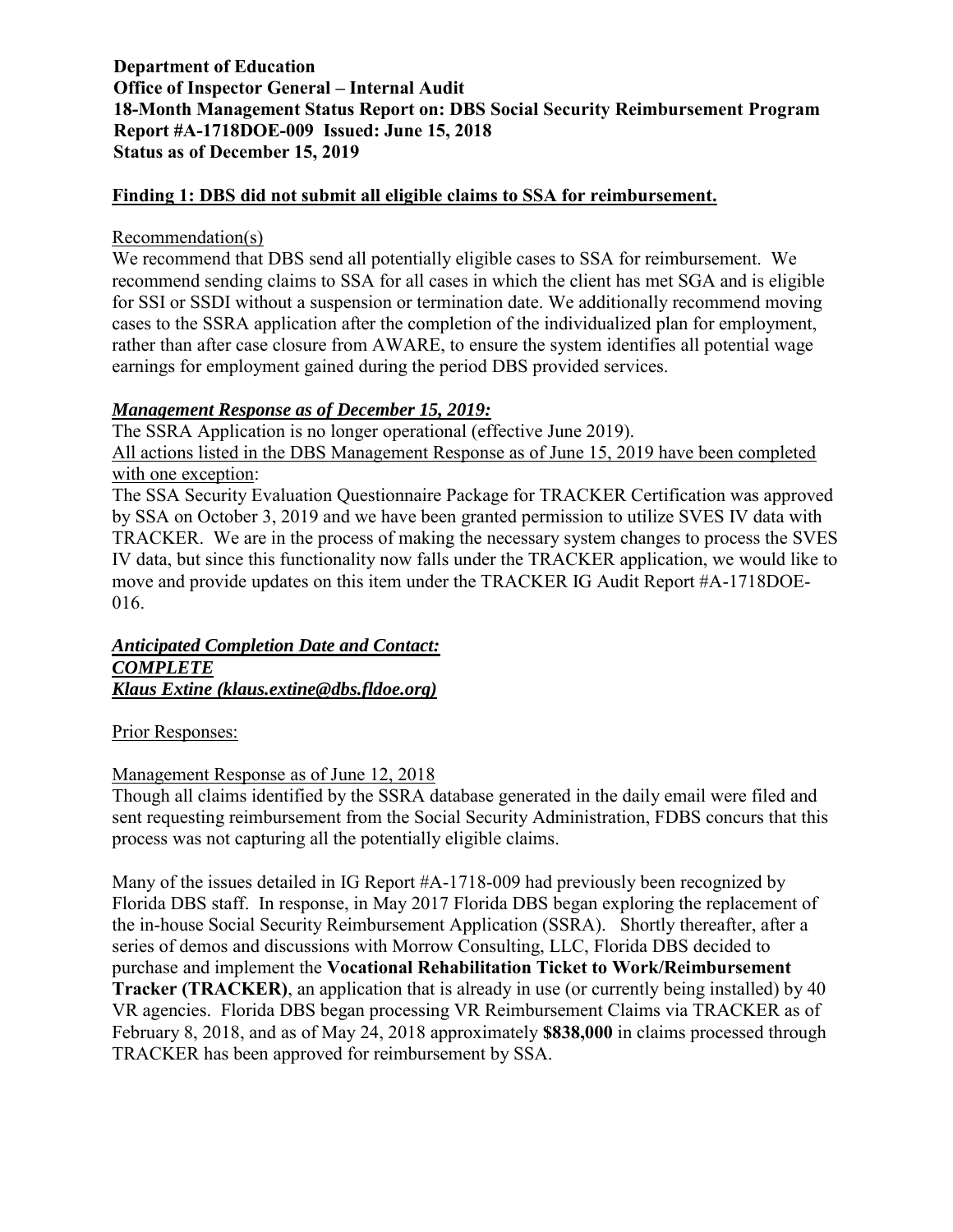**Department of Education**
**Office of Inspector General – Internal Audit**
**18-Month Management Status Report on: DBS Social Security Reimbursement Program**
**Report #A-1718DOE-009 Issued: June 15, 2018**
**Status as of December 15, 2019**

## Finding 1: DBS did not submit all eligible claims to SSA for reimbursement.

Recommendation(s)

We recommend that DBS send all potentially eligible cases to SSA for reimbursement. We recommend sending claims to SSA for all cases in which the client has met SGA and is eligible for SSI or SSDI without a suspension or termination date. We additionally recommend moving cases to the SSRA application after the completion of the individualized plan for employment, rather than after case closure from AWARE, to ensure the system identifies all potential wage earnings for employment gained during the period DBS provided services.

***Management Response as of December 15, 2019:***

The SSRA Application is no longer operational (effective June 2019).

All actions listed in the DBS Management Response as of June 15, 2019 have been completed with one exception:

The SSA Security Evaluation Questionnaire Package for TRACKER Certification was approved by SSA on October 3, 2019 and we have been granted permission to utilize SVES IV data with TRACKER. We are in the process of making the necessary system changes to process the SVES IV data, but since this functionality now falls under the TRACKER application, we would like to move and provide updates on this item under the TRACKER IG Audit Report #A-1718DOE-016.

***Anticipated Completion Date and Contact:***
***COMPLETE***
***Klaus Extine (klaus.extine@dbs.fldoe.org)***

Prior Responses:

Management Response as of June 12, 2018

Though all claims identified by the SSRA database generated in the daily email were filed and sent requesting reimbursement from the Social Security Administration, FDBS concurs that this process was not capturing all the potentially eligible claims.

Many of the issues detailed in IG Report #A-1718-009 had previously been recognized by Florida DBS staff. In response, in May 2017 Florida DBS began exploring the replacement of the in-house Social Security Reimbursement Application (SSRA). Shortly thereafter, after a series of demos and discussions with Morrow Consulting, LLC, Florida DBS decided to purchase and implement the **Vocational Rehabilitation Ticket to Work/Reimbursement Tracker (TRACKER)**, an application that is already in use (or currently being installed) by 40 VR agencies. Florida DBS began processing VR Reimbursement Claims via TRACKER as of February 8, 2018, and as of May 24, 2018 approximately **$838,000** in claims processed through TRACKER has been approved for reimbursement by SSA.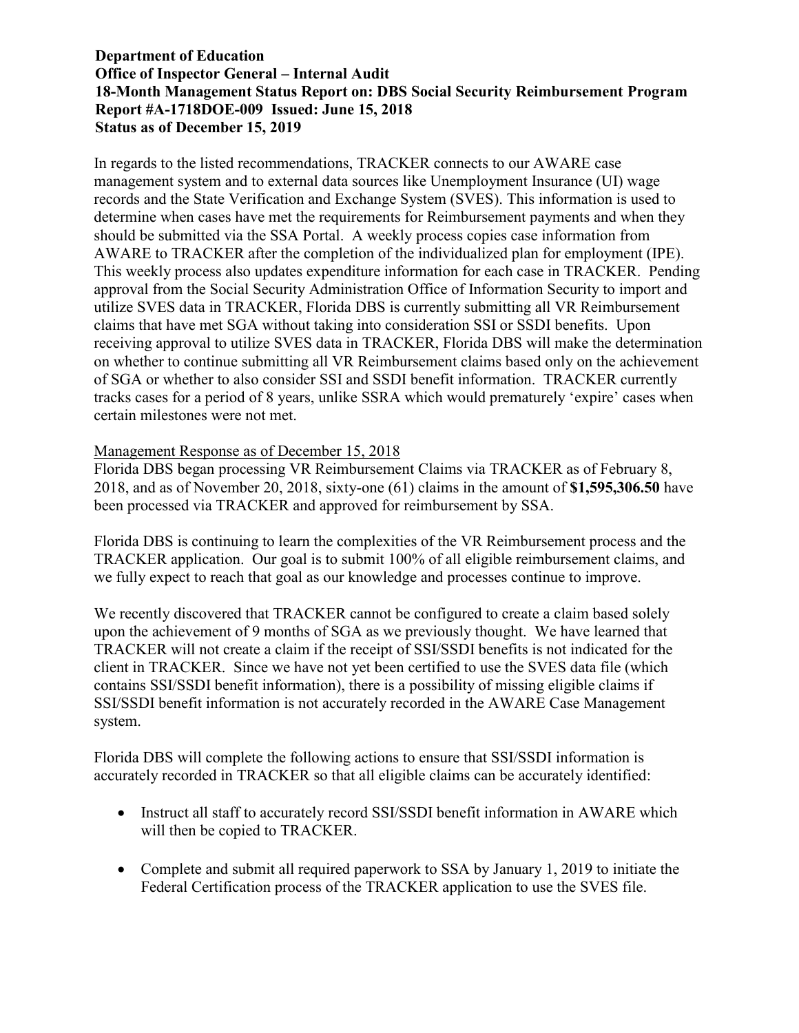**Department of Education**
**Office of Inspector General – Internal Audit**
**18-Month Management Status Report on: DBS Social Security Reimbursement Program**
**Report #A-1718DOE-009 Issued: June 15, 2018**
**Status as of December 15, 2019**

In regards to the listed recommendations, TRACKER connects to our AWARE case management system and to external data sources like Unemployment Insurance (UI) wage records and the State Verification and Exchange System (SVES). This information is used to determine when cases have met the requirements for Reimbursement payments and when they should be submitted via the SSA Portal. A weekly process copies case information from AWARE to TRACKER after the completion of the individualized plan for employment (IPE). This weekly process also updates expenditure information for each case in TRACKER. Pending approval from the Social Security Administration Office of Information Security to import and utilize SVES data in TRACKER, Florida DBS is currently submitting all VR Reimbursement claims that have met SGA without taking into consideration SSI or SSDI benefits. Upon receiving approval to utilize SVES data in TRACKER, Florida DBS will make the determination on whether to continue submitting all VR Reimbursement claims based only on the achievement of SGA or whether to also consider SSI and SSDI benefit information. TRACKER currently tracks cases for a period of 8 years, unlike SSRA which would prematurely 'expire' cases when certain milestones were not met.

<u>Management Response as of December 15, 2018</u>
Florida DBS began processing VR Reimbursement Claims via TRACKER as of February 8, 2018, and as of November 20, 2018, sixty-one (61) claims in the amount of **$1,595,306.50** have been processed via TRACKER and approved for reimbursement by SSA.

Florida DBS is continuing to learn the complexities of the VR Reimbursement process and the TRACKER application. Our goal is to submit 100% of all eligible reimbursement claims, and we fully expect to reach that goal as our knowledge and processes continue to improve.

We recently discovered that TRACKER cannot be configured to create a claim based solely upon the achievement of 9 months of SGA as we previously thought. We have learned that TRACKER will not create a claim if the receipt of SSI/SSDI benefits is not indicated for the client in TRACKER. Since we have not yet been certified to use the SVES data file (which contains SSI/SSDI benefit information), there is a possibility of missing eligible claims if SSI/SSDI benefit information is not accurately recorded in the AWARE Case Management system.

Florida DBS will complete the following actions to ensure that SSI/SSDI information is accurately recorded in TRACKER so that all eligible claims can be accurately identified:

- Instruct all staff to accurately record SSI/SSDI benefit information in AWARE which will then be copied to TRACKER.

- Complete and submit all required paperwork to SSA by January 1, 2019 to initiate the Federal Certification process of the TRACKER application to use the SVES file.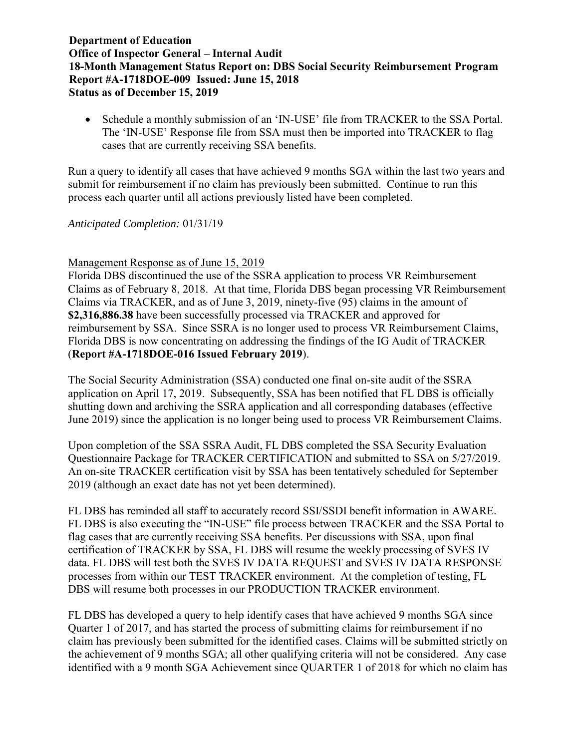- Schedule a monthly submission of an 'IN-USE' file from TRACKER to the SSA Portal. The 'IN-USE' Response file from SSA must then be imported into TRACKER to flag cases that are currently receiving SSA benefits.

Run a query to identify all cases that have achieved 9 months SGA within the last two years and submit for reimbursement if no claim has previously been submitted. Continue to run this process each quarter until all actions previously listed have been completed.

*Anticipated Completion:* 01/31/19

Management Response as of June 15, 2019

Florida DBS discontinued the use of the SSRA application to process VR Reimbursement Claims as of February 8, 2018. At that time, Florida DBS began processing VR Reimbursement Claims via TRACKER, and as of June 3, 2019, ninety-five (95) claims in the amount of **$2,316,886.38** have been successfully processed via TRACKER and approved for reimbursement by SSA. Since SSRA is no longer used to process VR Reimbursement Claims, Florida DBS is now concentrating on addressing the findings of the IG Audit of TRACKER (**Report #A-1718DOE-016 Issued February 2019**).

The Social Security Administration (SSA) conducted one final on-site audit of the SSRA application on April 17, 2019. Subsequently, SSA has been notified that FL DBS is officially shutting down and archiving the SSRA application and all corresponding databases (effective June 2019) since the application is no longer being used to process VR Reimbursement Claims.

Upon completion of the SSA SSRA Audit, FL DBS completed the SSA Security Evaluation Questionnaire Package for TRACKER CERTIFICATION and submitted to SSA on 5/27/2019. An on-site TRACKER certification visit by SSA has been tentatively scheduled for September 2019 (although an exact date has not yet been determined).

FL DBS has reminded all staff to accurately record SSI/SSDI benefit information in AWARE. FL DBS is also executing the "IN-USE" file process between TRACKER and the SSA Portal to flag cases that are currently receiving SSA benefits. Per discussions with SSA, upon final certification of TRACKER by SSA, FL DBS will resume the weekly processing of SVES IV data. FL DBS will test both the SVES IV DATA REQUEST and SVES IV DATA RESPONSE processes from within our TEST TRACKER environment. At the completion of testing, FL DBS will resume both processes in our PRODUCTION TRACKER environment.

FL DBS has developed a query to help identify cases that have achieved 9 months SGA since Quarter 1 of 2017, and has started the process of submitting claims for reimbursement if no claim has previously been submitted for the identified cases. Claims will be submitted strictly on the achievement of 9 months SGA; all other qualifying criteria will not be considered. Any case identified with a 9 month SGA Achievement since QUARTER 1 of 2018 for which no claim has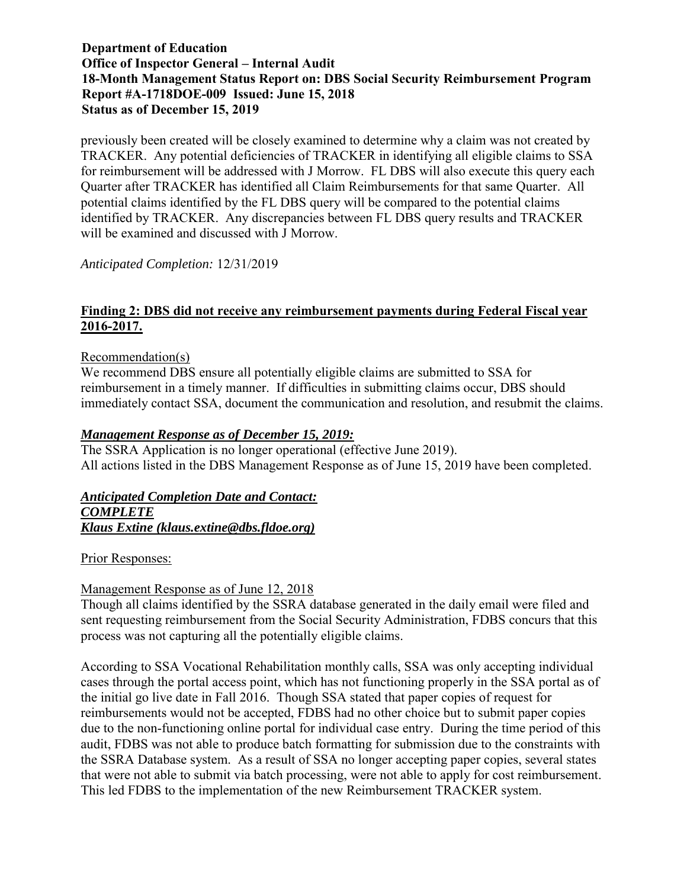previously been created will be closely examined to determine why a claim was not created by TRACKER. Any potential deficiencies of TRACKER in identifying all eligible claims to SSA for reimbursement will be addressed with J Morrow. FL DBS will also execute this query each Quarter after TRACKER has identified all Claim Reimbursements for that same Quarter. All potential claims identified by the FL DBS query will be compared to the potential claims identified by TRACKER. Any discrepancies between FL DBS query results and TRACKER will be examined and discussed with J Morrow.

*Anticipated Completion:* 12/31/2019

## Finding 2: DBS did not receive any reimbursement payments during Federal Fiscal year 2016-2017.

Recommendation(s)

We recommend DBS ensure all potentially eligible claims are submitted to SSA for reimbursement in a timely manner. If difficulties in submitting claims occur, DBS should immediately contact SSA, document the communication and resolution, and resubmit the claims.

***Management Response as of December 15, 2019:***

The SSRA Application is no longer operational (effective June 2019).
All actions listed in the DBS Management Response as of June 15, 2019 have been completed.

***Anticipated Completion Date and Contact:***
***COMPLETE***
***Klaus Extine (klaus.extine@dbs.fldoe.org)***

Prior Responses:

Management Response as of June 12, 2018

Though all claims identified by the SSRA database generated in the daily email were filed and sent requesting reimbursement from the Social Security Administration, FDBS concurs that this process was not capturing all the potentially eligible claims.

According to SSA Vocational Rehabilitation monthly calls, SSA was only accepting individual cases through the portal access point, which has not functioning properly in the SSA portal as of the initial go live date in Fall 2016. Though SSA stated that paper copies of request for reimbursements would not be accepted, FDBS had no other choice but to submit paper copies due to the non-functioning online portal for individual case entry. During the time period of this audit, FDBS was not able to produce batch formatting for submission due to the constraints with the SSRA Database system. As a result of SSA no longer accepting paper copies, several states that were not able to submit via batch processing, were not able to apply for cost reimbursement. This led FDBS to the implementation of the new Reimbursement TRACKER system.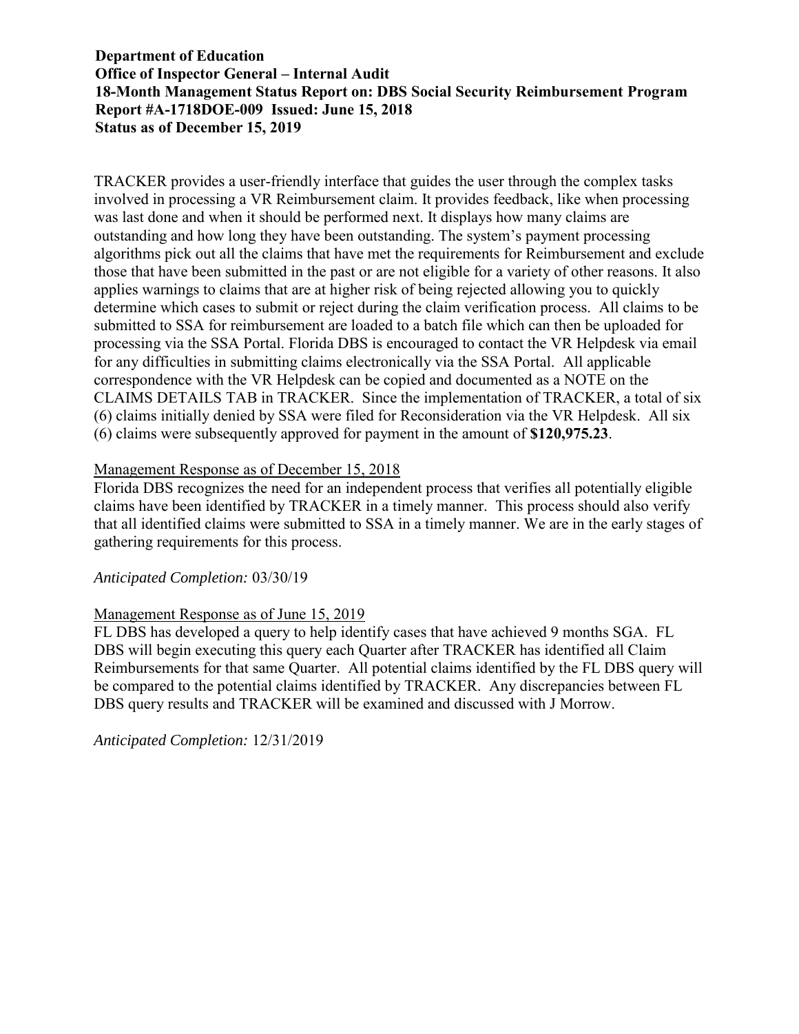**Department of Education**
**Office of Inspector General – Internal Audit**
**18-Month Management Status Report on: DBS Social Security Reimbursement Program**
**Report #A-1718DOE-009 Issued: June 15, 2018**
**Status as of December 15, 2019**

TRACKER provides a user-friendly interface that guides the user through the complex tasks involved in processing a VR Reimbursement claim. It provides feedback, like when processing was last done and when it should be performed next. It displays how many claims are outstanding and how long they have been outstanding. The system's payment processing algorithms pick out all the claims that have met the requirements for Reimbursement and exclude those that have been submitted in the past or are not eligible for a variety of other reasons. It also applies warnings to claims that are at higher risk of being rejected allowing you to quickly determine which cases to submit or reject during the claim verification process. All claims to be submitted to SSA for reimbursement are loaded to a batch file which can then be uploaded for processing via the SSA Portal. Florida DBS is encouraged to contact the VR Helpdesk via email for any difficulties in submitting claims electronically via the SSA Portal. All applicable correspondence with the VR Helpdesk can be copied and documented as a NOTE on the CLAIMS DETAILS TAB in TRACKER. Since the implementation of TRACKER, a total of six (6) claims initially denied by SSA were filed for Reconsideration via the VR Helpdesk. All six (6) claims were subsequently approved for payment in the amount of **$120,975.23**.

<u>Management Response as of December 15, 2018</u>
Florida DBS recognizes the need for an independent process that verifies all potentially eligible claims have been identified by TRACKER in a timely manner. This process should also verify that all identified claims were submitted to SSA in a timely manner. We are in the early stages of gathering requirements for this process.

*Anticipated Completion:* 03/30/19

<u>Management Response as of June 15, 2019</u>
FL DBS has developed a query to help identify cases that have achieved 9 months SGA. FL DBS will begin executing this query each Quarter after TRACKER has identified all Claim Reimbursements for that same Quarter. All potential claims identified by the FL DBS query will be compared to the potential claims identified by TRACKER. Any discrepancies between FL DBS query results and TRACKER will be examined and discussed with J Morrow.

*Anticipated Completion:* 12/31/2019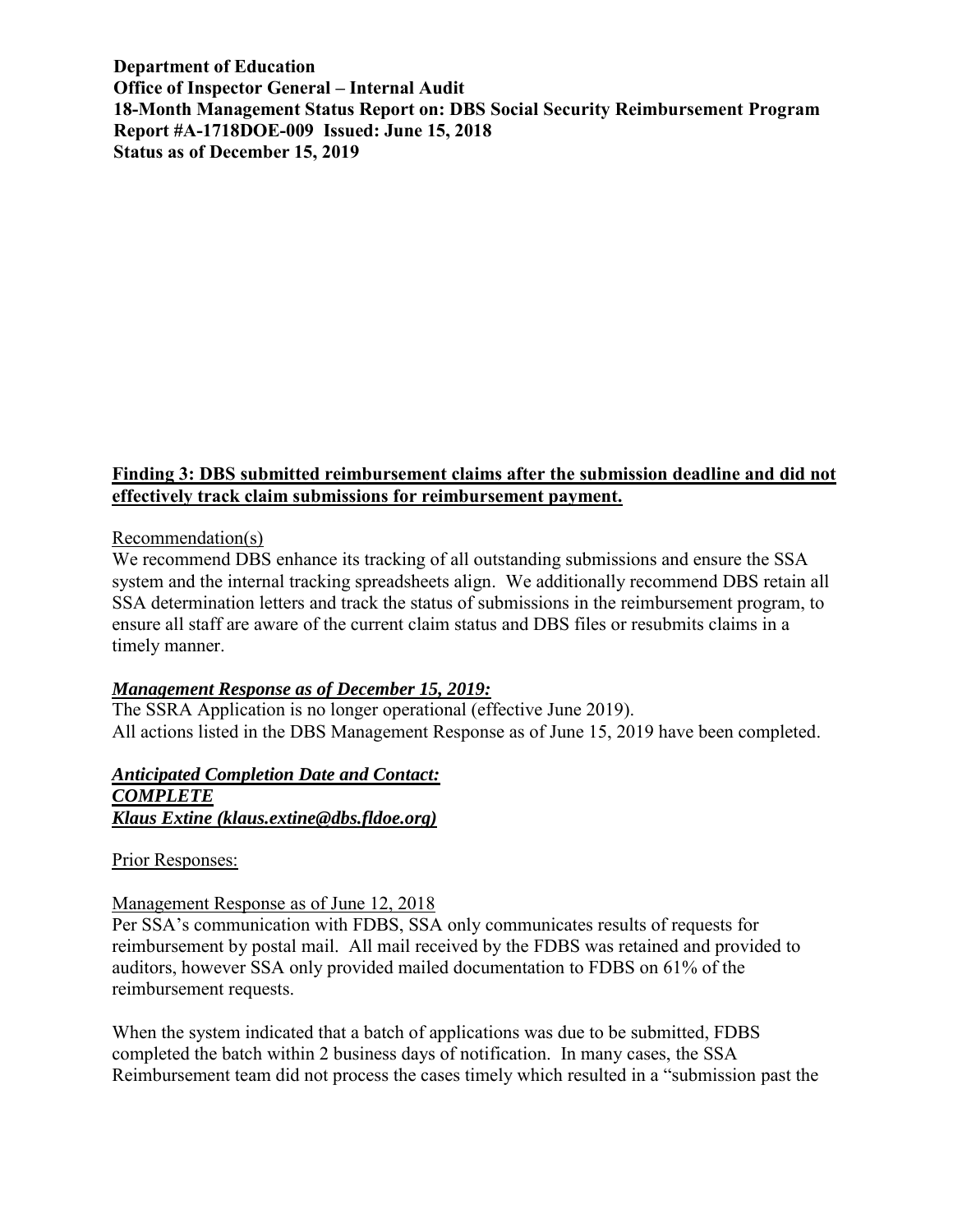**Department of Education**
**Office of Inspector General – Internal Audit**
**18-Month Management Status Report on: DBS Social Security Reimbursement Program**
**Report #A-1718DOE-009 Issued: June 15, 2018**
**Status as of December 15, 2019**

## Finding 3: DBS submitted reimbursement claims after the submission deadline and did not effectively track claim submissions for reimbursement payment.

Recommendation(s)

We recommend DBS enhance its tracking of all outstanding submissions and ensure the SSA system and the internal tracking spreadsheets align. We additionally recommend DBS retain all SSA determination letters and track the status of submissions in the reimbursement program, to ensure all staff are aware of the current claim status and DBS files or resubmits claims in a timely manner.

***Management Response as of December 15, 2019:***

The SSRA Application is no longer operational (effective June 2019).
All actions listed in the DBS Management Response as of June 15, 2019 have been completed.

***Anticipated Completion Date and Contact:***
***COMPLETE***
***Klaus Extine (klaus.extine@dbs.fldoe.org)***

Prior Responses:

Management Response as of June 12, 2018

Per SSA's communication with FDBS, SSA only communicates results of requests for reimbursement by postal mail. All mail received by the FDBS was retained and provided to auditors, however SSA only provided mailed documentation to FDBS on 61% of the reimbursement requests.

When the system indicated that a batch of applications was due to be submitted, FDBS completed the batch within 2 business days of notification. In many cases, the SSA Reimbursement team did not process the cases timely which resulted in a "submission past the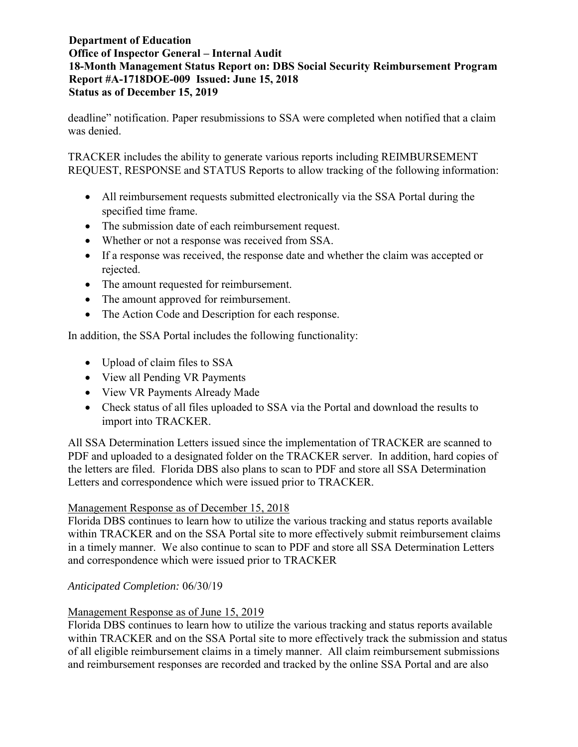deadline" notification. Paper resubmissions to SSA were completed when notified that a claim was denied.

TRACKER includes the ability to generate various reports including REIMBURSEMENT REQUEST, RESPONSE and STATUS Reports to allow tracking of the following information:

- All reimbursement requests submitted electronically via the SSA Portal during the specified time frame.
- The submission date of each reimbursement request.
- Whether or not a response was received from SSA.
- If a response was received, the response date and whether the claim was accepted or rejected.
- The amount requested for reimbursement.
- The amount approved for reimbursement.
- The Action Code and Description for each response.

In addition, the SSA Portal includes the following functionality:

- Upload of claim files to SSA
- View all Pending VR Payments
- View VR Payments Already Made
- Check status of all files uploaded to SSA via the Portal and download the results to import into TRACKER.

All SSA Determination Letters issued since the implementation of TRACKER are scanned to PDF and uploaded to a designated folder on the TRACKER server. In addition, hard copies of the letters are filed. Florida DBS also plans to scan to PDF and store all SSA Determination Letters and correspondence which were issued prior to TRACKER.

Management Response as of December 15, 2018

Florida DBS continues to learn how to utilize the various tracking and status reports available within TRACKER and on the SSA Portal site to more effectively submit reimbursement claims in a timely manner. We also continue to scan to PDF and store all SSA Determination Letters and correspondence which were issued prior to TRACKER

*Anticipated Completion:* 06/30/19

Management Response as of June 15, 2019

Florida DBS continues to learn how to utilize the various tracking and status reports available within TRACKER and on the SSA Portal site to more effectively track the submission and status of all eligible reimbursement claims in a timely manner. All claim reimbursement submissions and reimbursement responses are recorded and tracked by the online SSA Portal and are also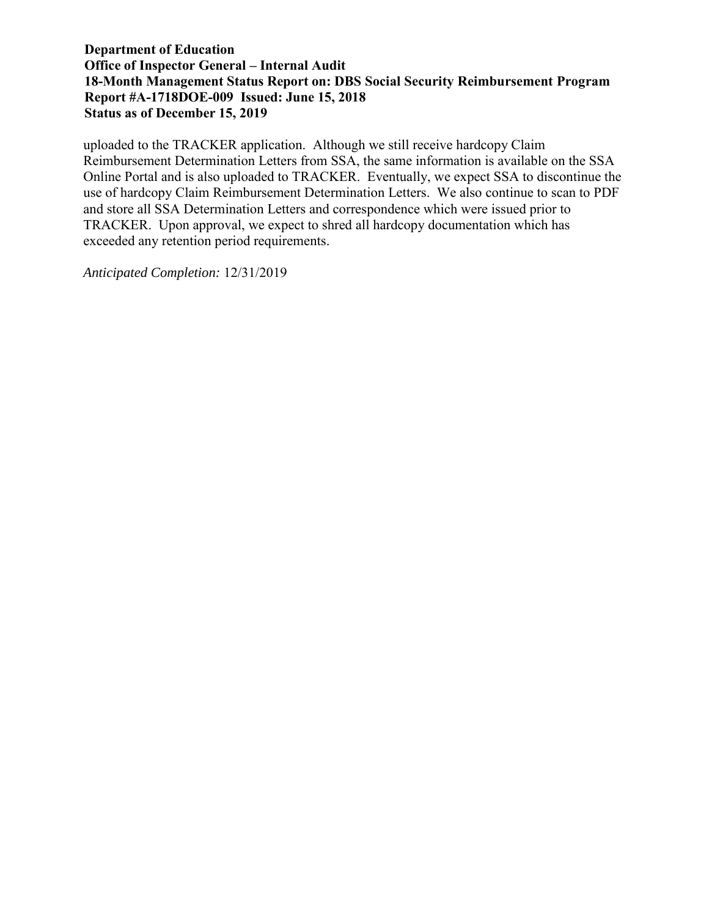uploaded to the TRACKER application. Although we still receive hardcopy Claim Reimbursement Determination Letters from SSA, the same information is available on the SSA Online Portal and is also uploaded to TRACKER. Eventually, we expect SSA to discontinue the use of hardcopy Claim Reimbursement Determination Letters. We also continue to scan to PDF and store all SSA Determination Letters and correspondence which were issued prior to TRACKER. Upon approval, we expect to shred all hardcopy documentation which has exceeded any retention period requirements.

*Anticipated Completion:* 12/31/2019